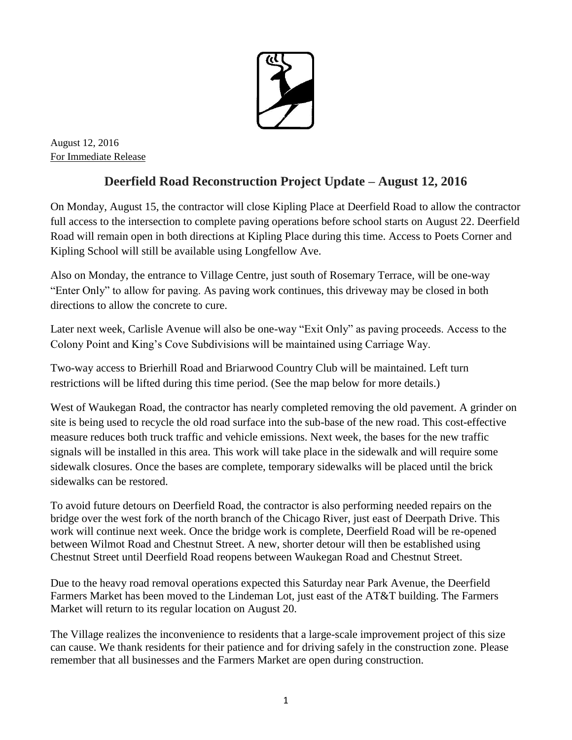August 12, 2016
For Immediate Release

# Deerfield Road Reconstruction Project Update – August 12, 2016

On Monday, August 15, the contractor will close Kipling Place at Deerfield Road to allow the contractor full access to the intersection to complete paving operations before school starts on August 22. Deerfield Road will remain open in both directions at Kipling Place during this time. Access to Poets Corner and Kipling School will still be available using Longfellow Ave.

Also on Monday, the entrance to Village Centre, just south of Rosemary Terrace, will be one-way "Enter Only" to allow for paving. As paving work continues, this driveway may be closed in both directions to allow the concrete to cure.

Later next week, Carlisle Avenue will also be one-way "Exit Only" as paving proceeds. Access to the Colony Point and King's Cove Subdivisions will be maintained using Carriage Way.

Two-way access to Brierhill Road and Briarwood Country Club will be maintained. Left turn restrictions will be lifted during this time period. (See the map below for more details.)

West of Waukegan Road, the contractor has nearly completed removing the old pavement. A grinder on site is being used to recycle the old road surface into the sub-base of the new road. This cost-effective measure reduces both truck traffic and vehicle emissions. Next week, the bases for the new traffic signals will be installed in this area. This work will take place in the sidewalk and will require some sidewalk closures. Once the bases are complete, temporary sidewalks will be placed until the brick sidewalks can be restored.

To avoid future detours on Deerfield Road, the contractor is also performing needed repairs on the bridge over the west fork of the north branch of the Chicago River, just east of Deerpath Drive. This work will continue next week. Once the bridge work is complete, Deerfield Road will be re-opened between Wilmot Road and Chestnut Street. A new, shorter detour will then be established using Chestnut Street until Deerfield Road reopens between Waukegan Road and Chestnut Street.

Due to the heavy road removal operations expected this Saturday near Park Avenue, the Deerfield Farmers Market has been moved to the Lindeman Lot, just east of the AT&T building. The Farmers Market will return to its regular location on August 20.

The Village realizes the inconvenience to residents that a large-scale improvement project of this size can cause. We thank residents for their patience and for driving safely in the construction zone. Please remember that all businesses and the Farmers Market are open during construction.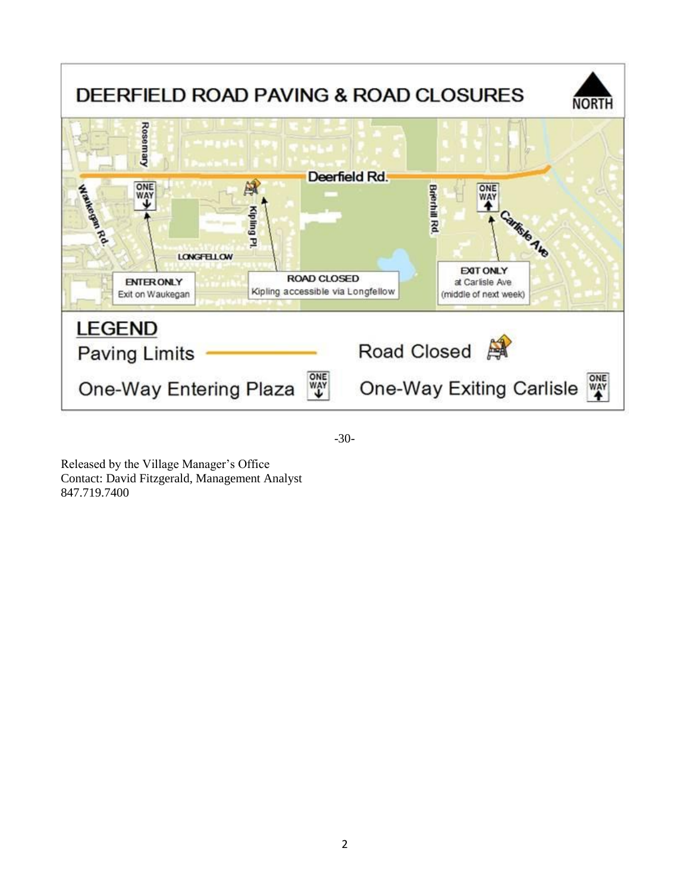DEERFIELD ROAD PAVING & ROAD CLOSURES

NORTH

Deerfield Rd.

Rosemary

Waukegan Rd.

Kipling Pl.

Brierhill Rd.

Carlisle Ave

LONGFELLOW

ONE WAY

ENTER ONLY
Exit on Waukegan

ROAD CLOSED
Kipling accessible via Longfellow

EXIT ONLY
at Carlisle Ave
(middle of next week)

LEGEND

Paving Limits

Road Closed

One-Way Entering Plaza

One-Way Exiting Carlisle

-30-

Released by the Village Manager's Office
Contact: David Fitzgerald, Management Analyst
847.719.7400